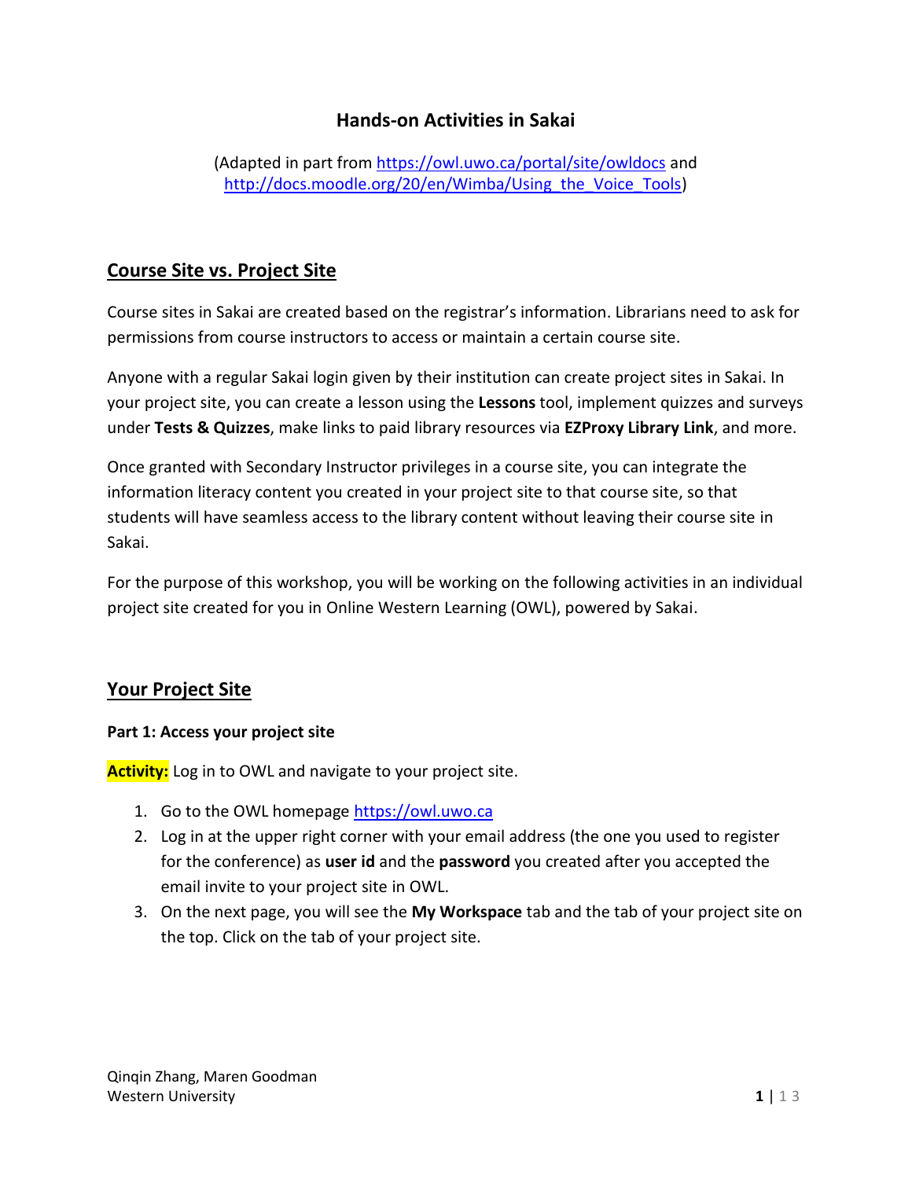# Hands-on Activities in Sakai

(Adapted in part from https://owl.uwo.ca/portal/site/owldocs and http://docs.moodle.org/20/en/Wimba/Using_the_Voice_Tools)

## Course Site vs. Project Site

Course sites in Sakai are created based on the registrar's information. Librarians need to ask for permissions from course instructors to access or maintain a certain course site.

Anyone with a regular Sakai login given by their institution can create project sites in Sakai. In your project site, you can create a lesson using the **Lessons** tool, implement quizzes and surveys under **Tests & Quizzes**, make links to paid library resources via **EZProxy Library Link**, and more.

Once granted with Secondary Instructor privileges in a course site, you can integrate the information literacy content you created in your project site to that course site, so that students will have seamless access to the library content without leaving their course site in Sakai.

For the purpose of this workshop, you will be working on the following activities in an individual project site created for you in Online Western Learning (OWL), powered by Sakai.

## Your Project Site

### Part 1: Access your project site

**Activity:** Log in to OWL and navigate to your project site.

1. Go to the OWL homepage https://owl.uwo.ca
2. Log in at the upper right corner with your email address (the one you used to register for the conference) as **user id** and the **password** you created after you accepted the email invite to your project site in OWL.
3. On the next page, you will see the **My Workspace** tab and the tab of your project site on the top. Click on the tab of your project site.

Qinqin Zhang, Maren Goodman
Western University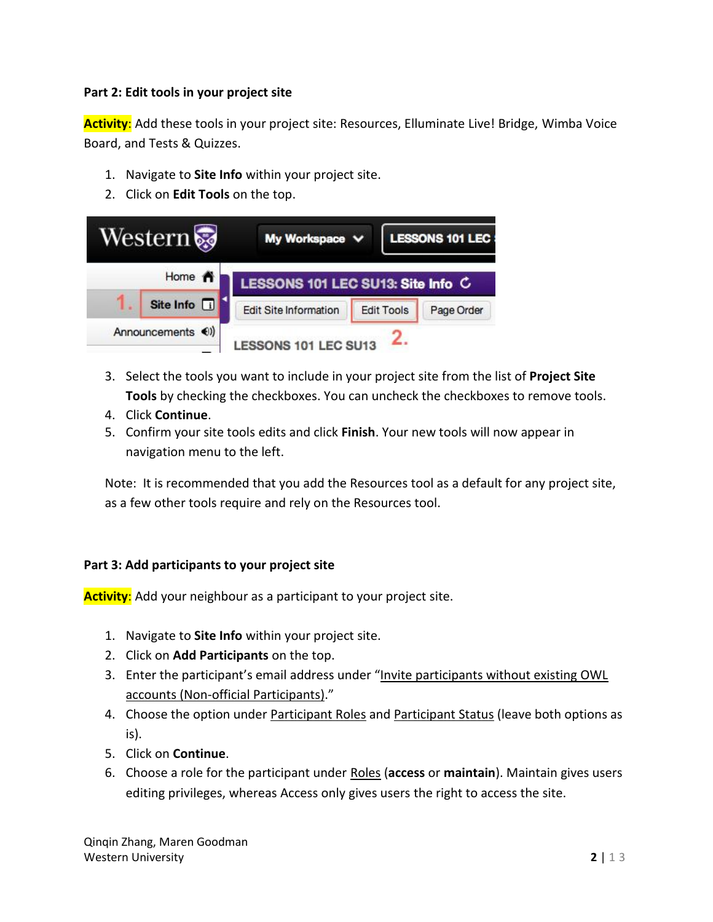**Part 2: Edit tools in your project site**

**Activity**: Add these tools in your project site: Resources, Elluminate Live! Bridge, Wimba Voice Board, and Tests & Quizzes.

1. Navigate to **Site Info** within your project site.
2. Click on **Edit Tools** on the top.
3. Select the tools you want to include in your project site from the list of **Project Site Tools** by checking the checkboxes. You can uncheck the checkboxes to remove tools.
4. Click **Continue**.
5. Confirm your site tools edits and click **Finish**. Your new tools will now appear in navigation menu to the left.

Note: It is recommended that you add the Resources tool as a default for any project site, as a few other tools require and rely on the Resources tool.

**Part 3: Add participants to your project site**

**Activity**: Add your neighbour as a participant to your project site.

1. Navigate to **Site Info** within your project site.
2. Click on **Add Participants** on the top.
3. Enter the participant's email address under "Invite participants without existing OWL accounts (Non-official Participants)."
4. Choose the option under Participant Roles and Participant Status (leave both options as is).
5. Click on **Continue**.
6. Choose a role for the participant under Roles (**access** or **maintain**). Maintain gives users editing privileges, whereas Access only gives users the right to access the site.

Qinqin Zhang, Maren Goodman
Western University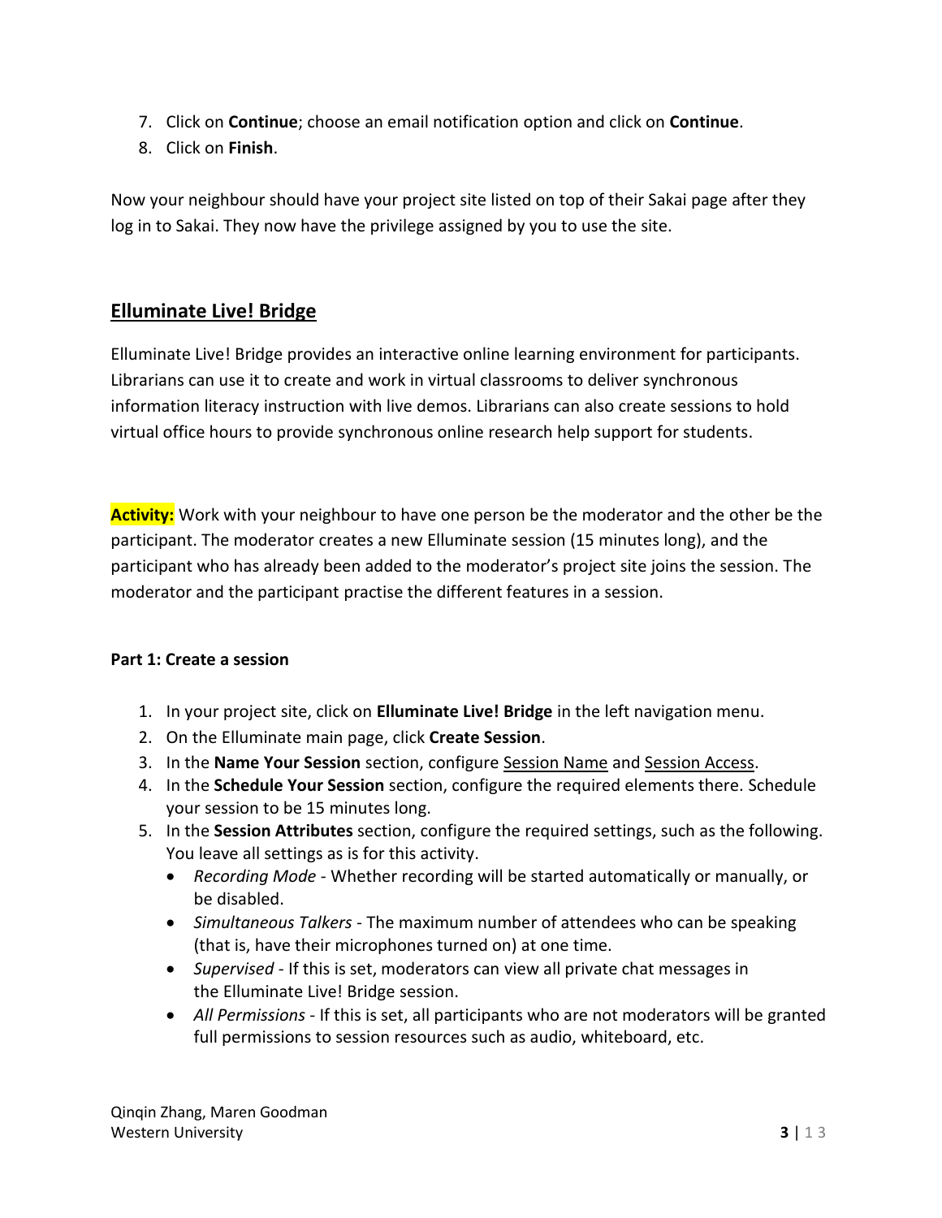7. Click on **Continue**; choose an email notification option and click on **Continue**.
8. Click on **Finish**.

Now your neighbour should have your project site listed on top of their Sakai page after they log in to Sakai. They now have the privilege assigned by you to use the site.

## Elluminate Live! Bridge

Elluminate Live! Bridge provides an interactive online learning environment for participants. Librarians can use it to create and work in virtual classrooms to deliver synchronous information literacy instruction with live demos. Librarians can also create sessions to hold virtual office hours to provide synchronous online research help support for students.

**Activity:** Work with your neighbour to have one person be the moderator and the other be the participant. The moderator creates a new Elluminate session (15 minutes long), and the participant who has already been added to the moderator's project site joins the session. The moderator and the participant practise the different features in a session.

**Part 1: Create a session**

1. In your project site, click on **Elluminate Live! Bridge** in the left navigation menu.
2. On the Elluminate main page, click **Create Session**.
3. In the **Name Your Session** section, configure Session Name and Session Access.
4. In the **Schedule Your Session** section, configure the required elements there. Schedule your session to be 15 minutes long.
5. In the **Session Attributes** section, configure the required settings, such as the following. You leave all settings as is for this activity.
   - *Recording Mode* - Whether recording will be started automatically or manually, or be disabled.
   - *Simultaneous Talkers* - The maximum number of attendees who can be speaking (that is, have their microphones turned on) at one time.
   - *Supervised* - If this is set, moderators can view all private chat messages in the Elluminate Live! Bridge session.
   - *All Permissions* - If this is set, all participants who are not moderators will be granted full permissions to session resources such as audio, whiteboard, etc.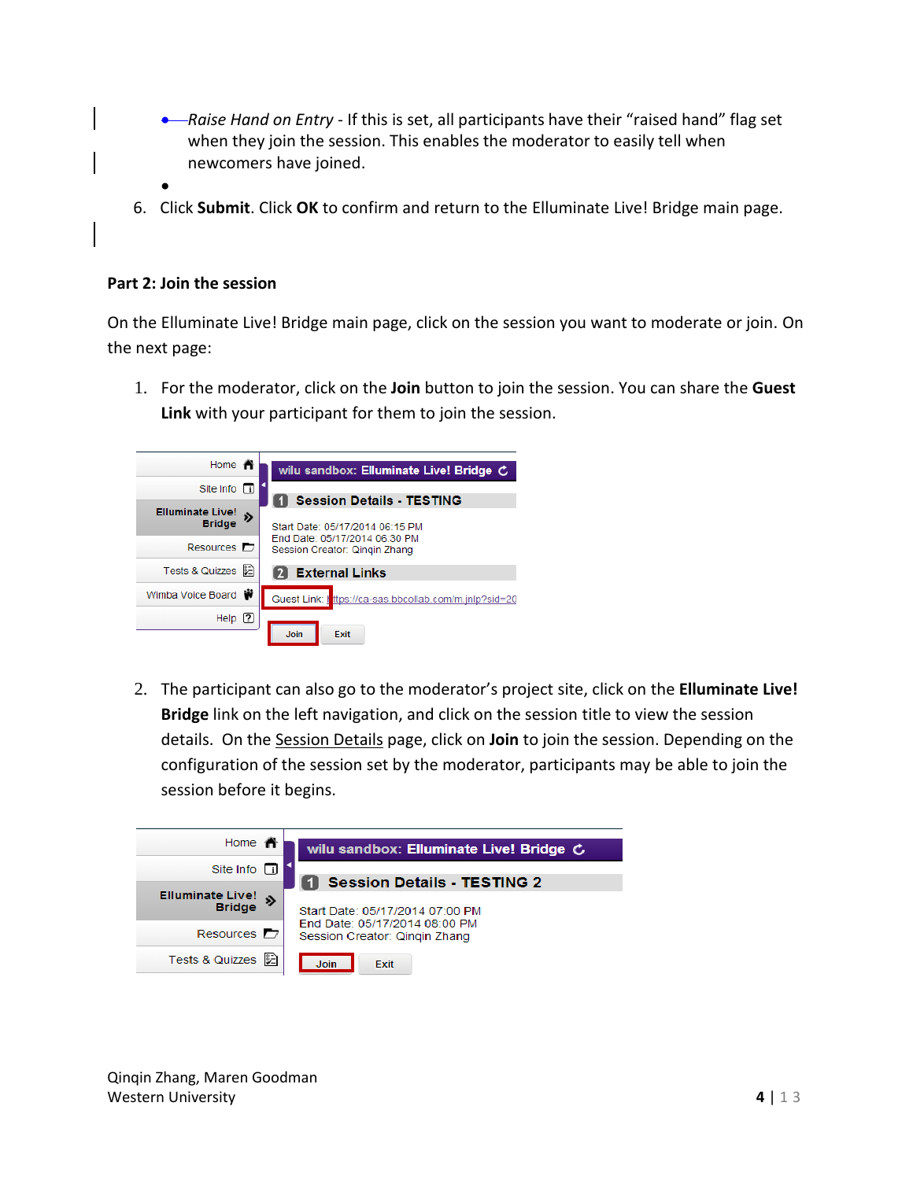- *Raise Hand on Entry* - If this is set, all participants have their “raised hand” flag set when they join the session. This enables the moderator to easily tell when newcomers have joined.

6. Click **Submit**. Click **OK** to confirm and return to the Elluminate Live! Bridge main page.

**Part 2: Join the session**

On the Elluminate Live! Bridge main page, click on the session you want to moderate or join. On the next page:

1. For the moderator, click on the **Join** button to join the session. You can share the **Guest Link** with your participant for them to join the session.

2. The participant can also go to the moderator’s project site, click on the **Elluminate Live! Bridge** link on the left navigation, and click on the session title to view the session details. On the Session Details page, click on **Join** to join the session. Depending on the configuration of the session set by the moderator, participants may be able to join the session before it begins.

Qinqin Zhang, Maren Goodman
Western University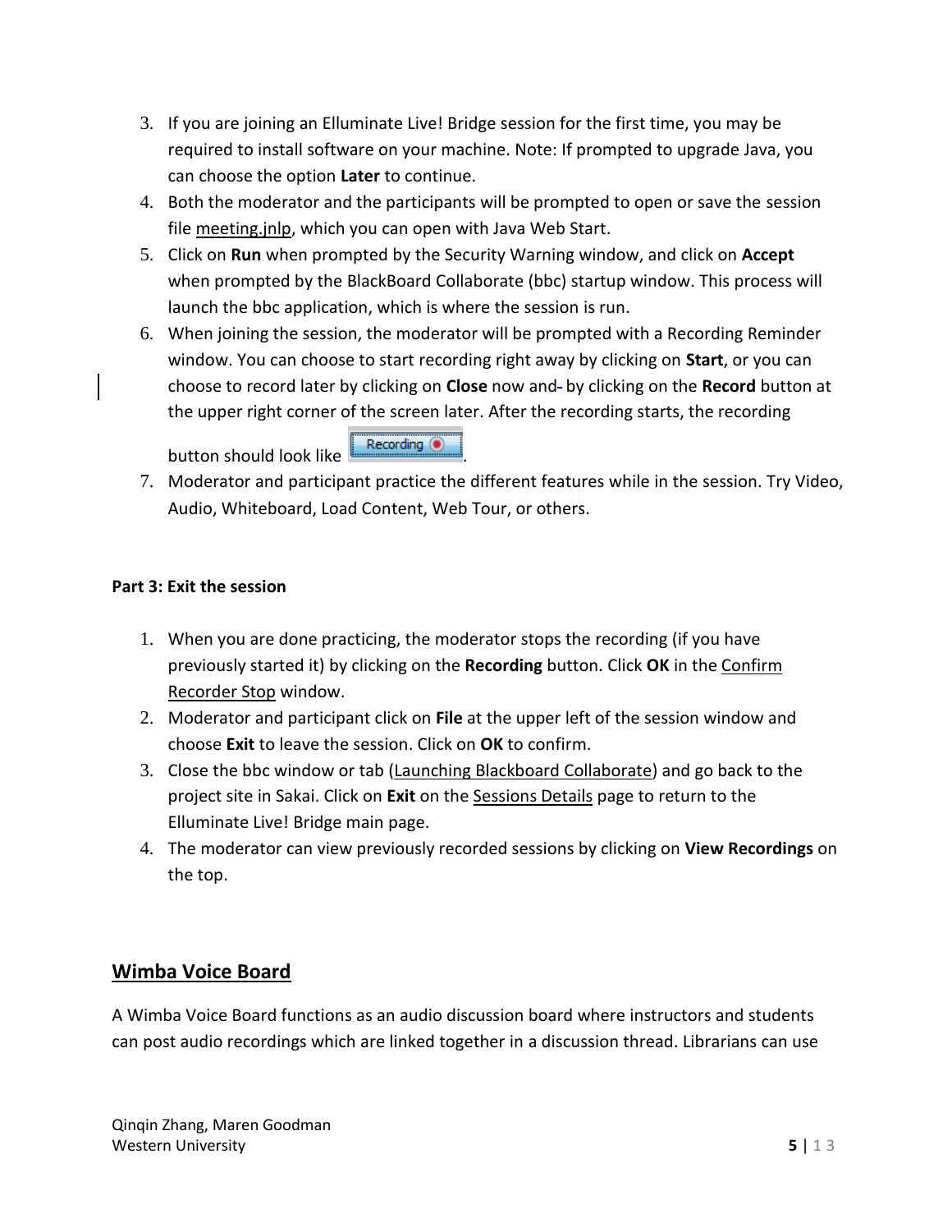3. If you are joining an Elluminate Live! Bridge session for the first time, you may be required to install software on your machine. Note: If prompted to upgrade Java, you can choose the option **Later** to continue.
4. Both the moderator and the participants will be prompted to open or save the session file meeting.jnlp, which you can open with Java Web Start.
5. Click on **Run** when prompted by the Security Warning window, and click on **Accept** when prompted by the BlackBoard Collaborate (bbc) startup window. This process will launch the bbc application, which is where the session is run.
6. When joining the session, the moderator will be prompted with a Recording Reminder window. You can choose to start recording right away by clicking on **Start**, or you can choose to record later by clicking on **Close** now and by clicking on the **Record** button at the upper right corner of the screen later. After the recording starts, the recording button should look like Recording.
7. Moderator and participant practice the different features while in the session. Try Video, Audio, Whiteboard, Load Content, Web Tour, or others.

**Part 3: Exit the session**

1. When you are done practicing, the moderator stops the recording (if you have previously started it) by clicking on the **Recording** button. Click **OK** in the Confirm Recorder Stop window.
2. Moderator and participant click on **File** at the upper left of the session window and choose **Exit** to leave the session. Click on **OK** to confirm.
3. Close the bbc window or tab (Launching Blackboard Collaborate) and go back to the project site in Sakai. Click on **Exit** on the Sessions Details page to return to the Elluminate Live! Bridge main page.
4. The moderator can view previously recorded sessions by clicking on **View Recordings** on the top.

## Wimba Voice Board

A Wimba Voice Board functions as an audio discussion board where instructors and students can post audio recordings which are linked together in a discussion thread. Librarians can use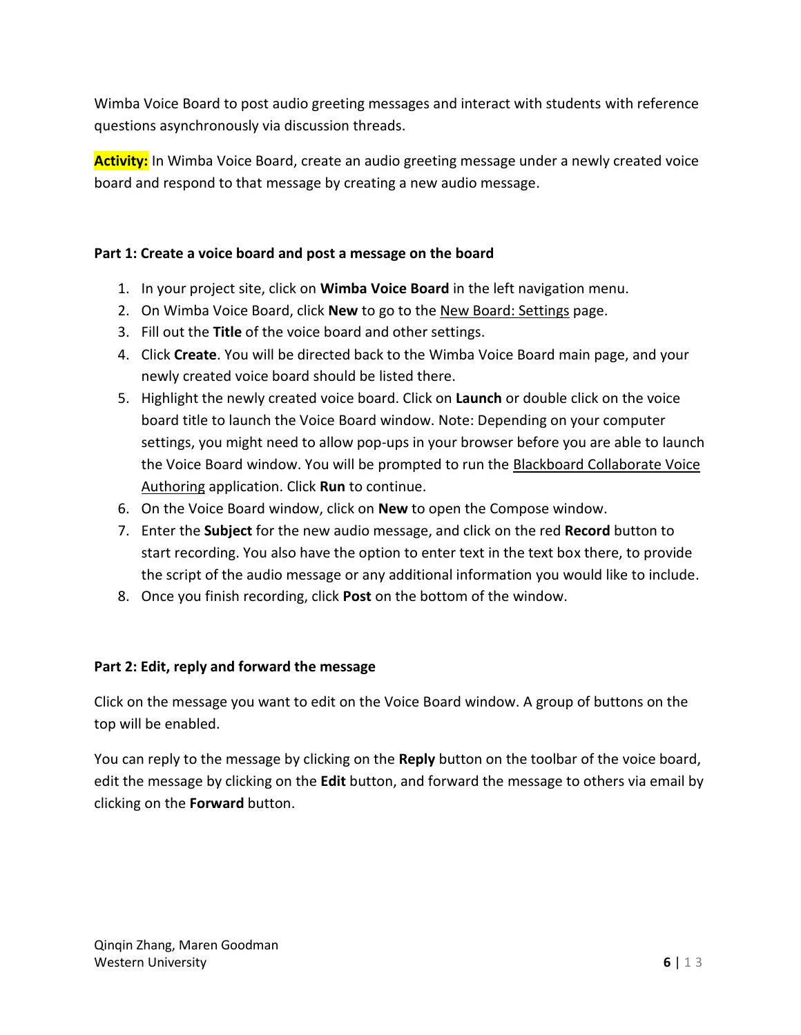Wimba Voice Board to post audio greeting messages and interact with students with reference questions asynchronously via discussion threads.

**Activity:** In Wimba Voice Board, create an audio greeting message under a newly created voice board and respond to that message by creating a new audio message.

**Part 1: Create a voice board and post a message on the board**

1. In your project site, click on **Wimba Voice Board** in the left navigation menu.
2. On Wimba Voice Board, click **New** to go to the New Board: Settings page.
3. Fill out the **Title** of the voice board and other settings.
4. Click **Create**. You will be directed back to the Wimba Voice Board main page, and your newly created voice board should be listed there.
5. Highlight the newly created voice board. Click on **Launch** or double click on the voice board title to launch the Voice Board window. Note: Depending on your computer settings, you might need to allow pop-ups in your browser before you are able to launch the Voice Board window. You will be prompted to run the Blackboard Collaborate Voice Authoring application. Click **Run** to continue.
6. On the Voice Board window, click on **New** to open the Compose window.
7. Enter the **Subject** for the new audio message, and click on the red **Record** button to start recording. You also have the option to enter text in the text box there, to provide the script of the audio message or any additional information you would like to include.
8. Once you finish recording, click **Post** on the bottom of the window.

**Part 2: Edit, reply and forward the message**

Click on the message you want to edit on the Voice Board window. A group of buttons on the top will be enabled.

You can reply to the message by clicking on the **Reply** button on the toolbar of the voice board, edit the message by clicking on the **Edit** button, and forward the message to others via email by clicking on the **Forward** button.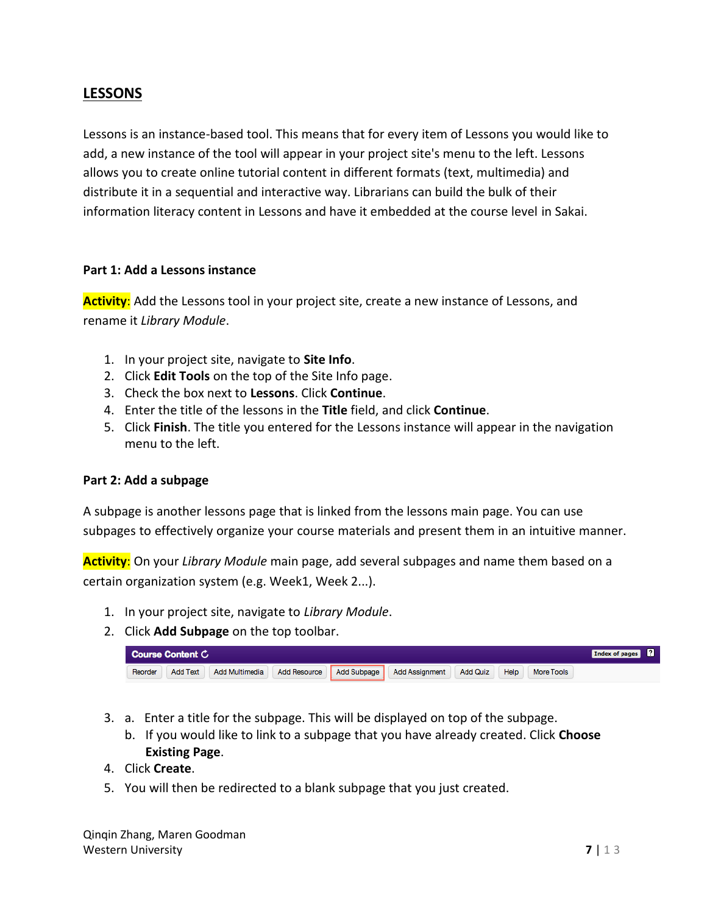## LESSONS

Lessons is an instance-based tool. This means that for every item of Lessons you would like to add, a new instance of the tool will appear in your project site's menu to the left. Lessons allows you to create online tutorial content in different formats (text, multimedia) and distribute it in a sequential and interactive way. Librarians can build the bulk of their information literacy content in Lessons and have it embedded at the course level in Sakai.

### Part 1: Add a Lessons instance

**Activity**: Add the Lessons tool in your project site, create a new instance of Lessons, and rename it *Library Module*.

1. In your project site, navigate to **Site Info**.
2. Click **Edit Tools** on the top of the Site Info page.
3. Check the box next to **Lessons**. Click **Continue**.
4. Enter the title of the lessons in the **Title** field, and click **Continue**.
5. Click **Finish**. The title you entered for the Lessons instance will appear in the navigation menu to the left.

### Part 2: Add a subpage

A subpage is another lessons page that is linked from the lessons main page. You can use subpages to effectively organize your course materials and present them in an intuitive manner.

**Activity**: On your *Library Module* main page, add several subpages and name them based on a certain organization system (e.g. Week1, Week 2...).

1. In your project site, navigate to *Library Module*.
2. Click **Add Subpage** on the top toolbar.

Course Content | Index of pages | ?
Reorder | Add Text | Add Multimedia | Add Resource | Add Subpage | Add Assignment | Add Quiz | Help | More Tools

3. a. Enter a title for the subpage. This will be displayed on top of the subpage.
   b. If you would like to link to a subpage that you have already created. Click **Choose Existing Page**.
4. Click **Create**.
5. You will then be redirected to a blank subpage that you just created.

Qinqin Zhang, Maren Goodman
Western University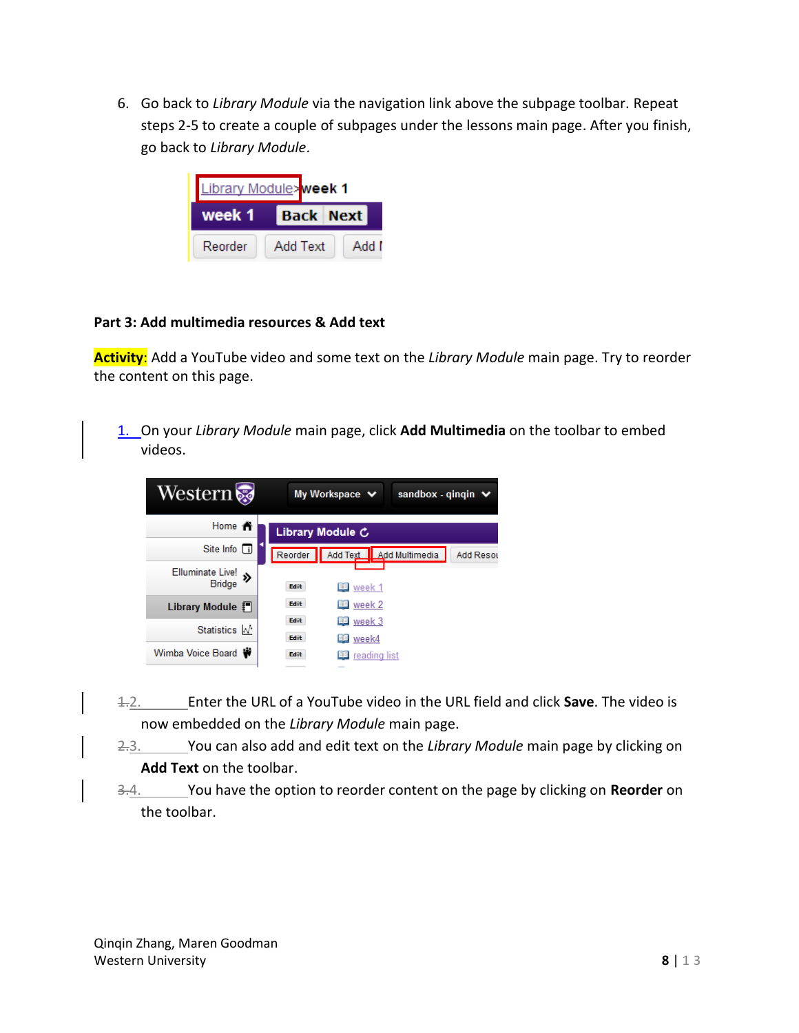6. Go back to *Library Module* via the navigation link above the subpage toolbar. Repeat steps 2-5 to create a couple of subpages under the lessons main page. After you finish, go back to *Library Module*.

**Part 3: Add multimedia resources & Add text**

**Activity**: Add a YouTube video and some text on the *Library Module* main page. Try to reorder the content on this page.

1. On your *Library Module* main page, click **Add Multimedia** on the toolbar to embed videos.

2. Enter the URL of a YouTube video in the URL field and click **Save**. The video is now embedded on the *Library Module* main page.
3. You can also add and edit text on the *Library Module* main page by clicking on **Add Text** on the toolbar.
4. You have the option to reorder content on the page by clicking on **Reorder** on the toolbar.

Qinqin Zhang, Maren Goodman
Western University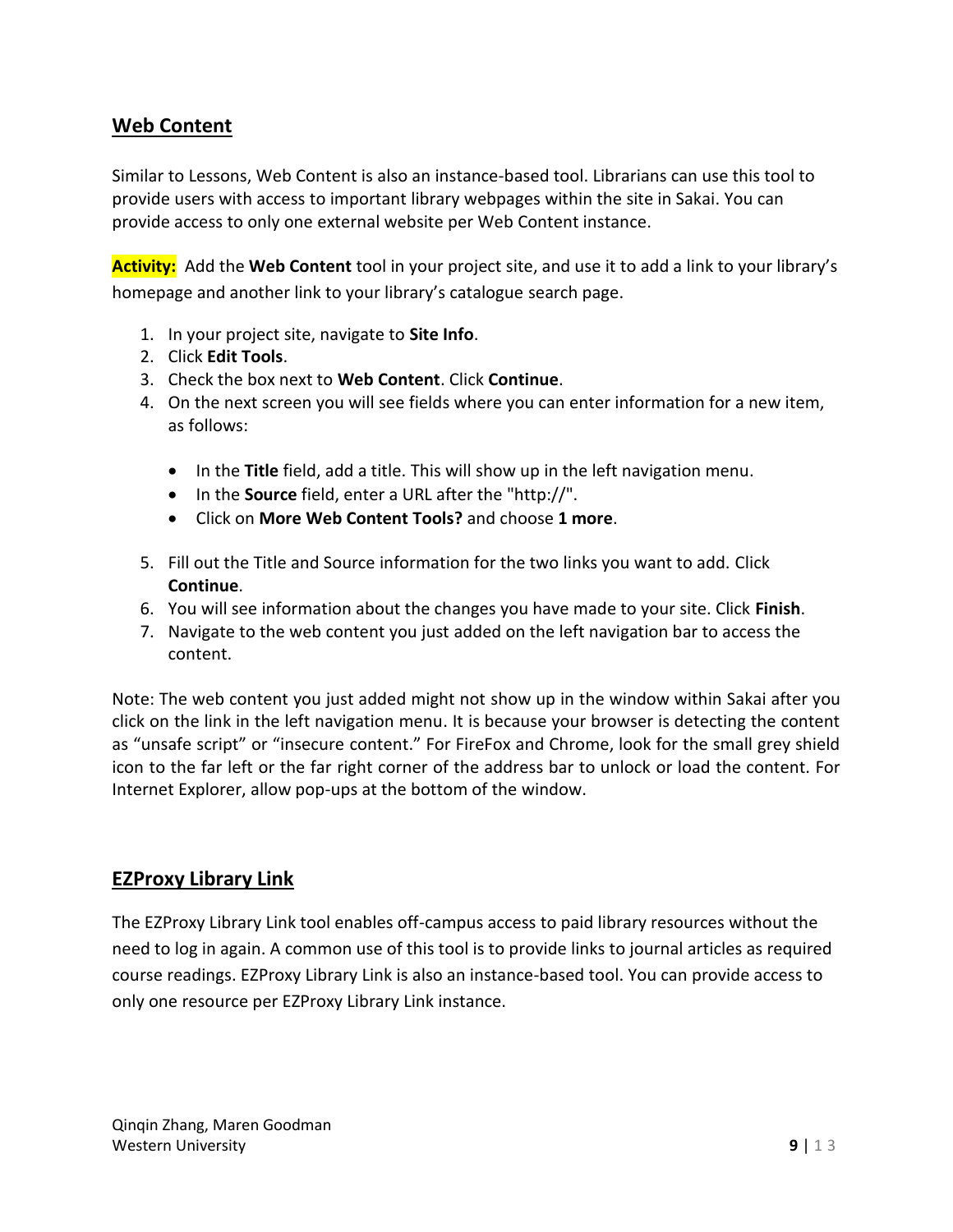## Web Content

Similar to Lessons, Web Content is also an instance-based tool. Librarians can use this tool to provide users with access to important library webpages within the site in Sakai. You can provide access to only one external website per Web Content instance.

**Activity:** Add the **Web Content** tool in your project site, and use it to add a link to your library's homepage and another link to your library's catalogue search page.

1. In your project site, navigate to **Site Info**.
2. Click **Edit Tools**.
3. Check the box next to **Web Content**. Click **Continue**.
4. On the next screen you will see fields where you can enter information for a new item, as follows:
   - In the **Title** field, add a title. This will show up in the left navigation menu.
   - In the **Source** field, enter a URL after the "http://".
   - Click on **More Web Content Tools?** and choose **1 more**.
5. Fill out the Title and Source information for the two links you want to add. Click **Continue**.
6. You will see information about the changes you have made to your site. Click **Finish**.
7. Navigate to the web content you just added on the left navigation bar to access the content.

Note: The web content you just added might not show up in the window within Sakai after you click on the link in the left navigation menu. It is because your browser is detecting the content as "unsafe script" or "insecure content." For FireFox and Chrome, look for the small grey shield icon to the far left or the far right corner of the address bar to unlock or load the content. For Internet Explorer, allow pop-ups at the bottom of the window.

## EZProxy Library Link

The EZProxy Library Link tool enables off-campus access to paid library resources without the need to log in again. A common use of this tool is to provide links to journal articles as required course readings. EZProxy Library Link is also an instance-based tool. You can provide access to only one resource per EZProxy Library Link instance.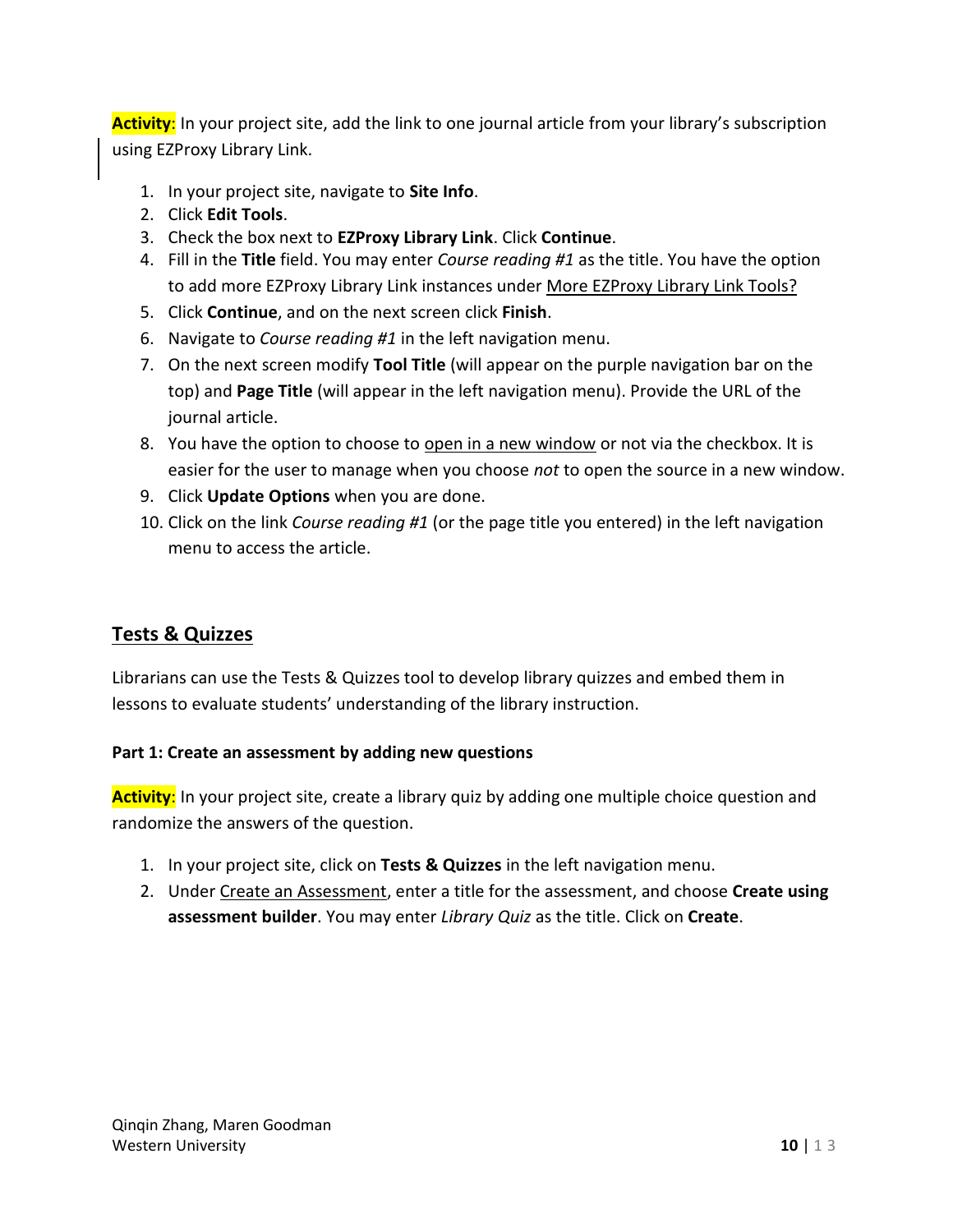**Activity**: In your project site, add the link to one journal article from your library's subscription using EZProxy Library Link.

1. In your project site, navigate to **Site Info**.
2. Click **Edit Tools**.
3. Check the box next to **EZProxy Library Link**. Click **Continue**.
4. Fill in the **Title** field. You may enter *Course reading #1* as the title. You have the option to add more EZProxy Library Link instances under More EZProxy Library Link Tools?
5. Click **Continue**, and on the next screen click **Finish**.
6. Navigate to *Course reading #1* in the left navigation menu.
7. On the next screen modify **Tool Title** (will appear on the purple navigation bar on the top) and **Page Title** (will appear in the left navigation menu). Provide the URL of the journal article.
8. You have the option to choose to open in a new window or not via the checkbox. It is easier for the user to manage when you choose *not* to open the source in a new window.
9. Click **Update Options** when you are done.
10. Click on the link *Course reading #1* (or the page title you entered) in the left navigation menu to access the article.

## Tests & Quizzes

Librarians can use the Tests & Quizzes tool to develop library quizzes and embed them in lessons to evaluate students' understanding of the library instruction.

**Part 1: Create an assessment by adding new questions**

**Activity**: In your project site, create a library quiz by adding one multiple choice question and randomize the answers of the question.

1. In your project site, click on **Tests & Quizzes** in the left navigation menu.
2. Under Create an Assessment, enter a title for the assessment, and choose **Create using assessment builder**. You may enter *Library Quiz* as the title. Click on **Create**.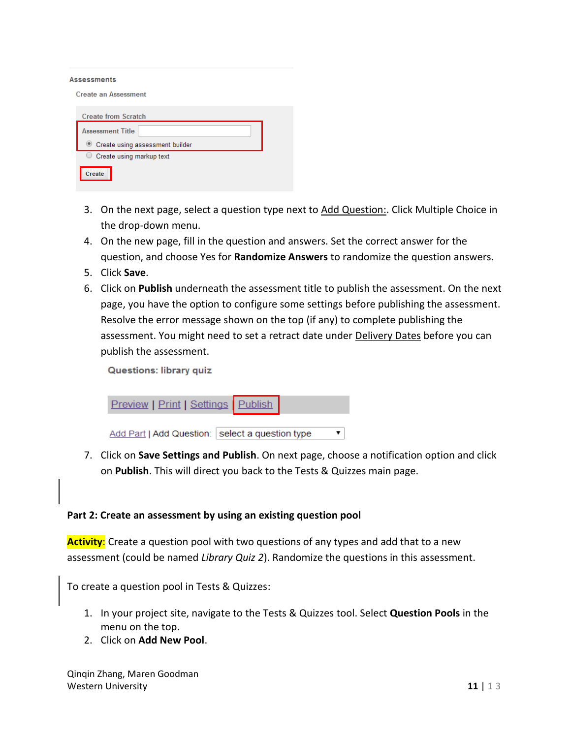3. On the next page, select a question type next to Add Question:. Click Multiple Choice in the drop-down menu.
4. On the new page, fill in the question and answers. Set the correct answer for the question, and choose Yes for **Randomize Answers** to randomize the question answers.
5. Click **Save**.
6. Click on **Publish** underneath the assessment title to publish the assessment. On the next page, you have the option to configure some settings before publishing the assessment. Resolve the error message shown on the top (if any) to complete publishing the assessment. You might need to set a retract date under Delivery Dates before you can publish the assessment.
7. Click on **Save Settings and Publish**. On next page, choose a notification option and click on **Publish**. This will direct you back to the Tests & Quizzes main page.

**Part 2: Create an assessment by using an existing question pool**

**Activity:** Create a question pool with two questions of any types and add that to a new assessment (could be named *Library Quiz 2*). Randomize the questions in this assessment.

To create a question pool in Tests & Quizzes:

1. In your project site, navigate to the Tests & Quizzes tool. Select **Question Pools** in the menu on the top.
2. Click on **Add New Pool**.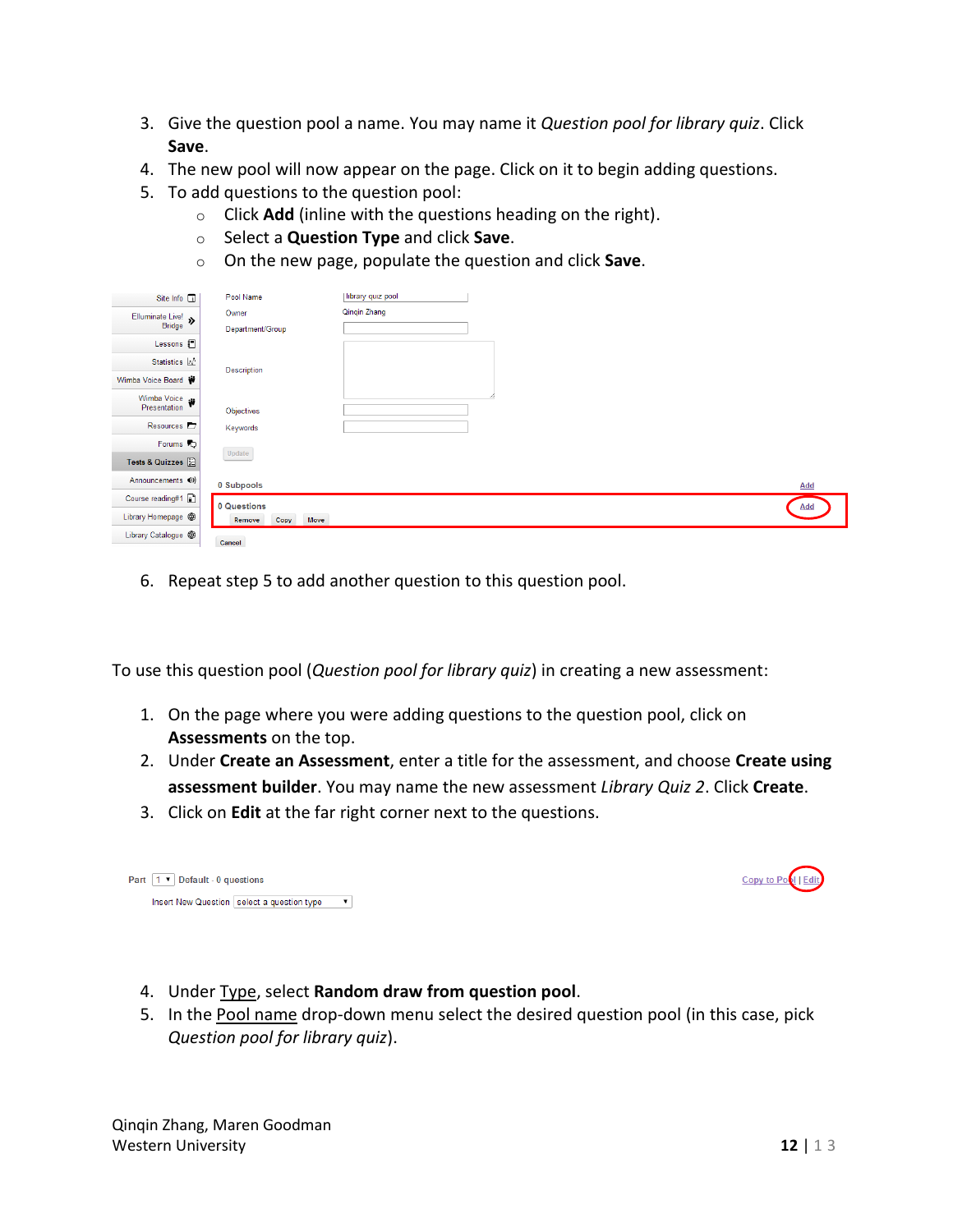3. Give the question pool a name. You may name it *Question pool for library quiz*. Click **Save**.
4. The new pool will now appear on the page. Click on it to begin adding questions.
5. To add questions to the question pool:
    - Click **Add** (inline with the questions heading on the right).
    - Select a **Question Type** and click **Save**.
    - On the new page, populate the question and click **Save**.

6. Repeat step 5 to add another question to this question pool.

To use this question pool (*Question pool for library quiz*) in creating a new assessment:

1. On the page where you were adding questions to the question pool, click on **Assessments** on the top.
2. Under **Create an Assessment**, enter a title for the assessment, and choose **Create using assessment builder**. You may name the new assessment *Library Quiz 2*. Click **Create**.
3. Click on **Edit** at the far right corner next to the questions.

4. Under Type, select **Random draw from question pool**.
5. In the Pool name drop-down menu select the desired question pool (in this case, pick *Question pool for library quiz*).

Qinqin Zhang, Maren Goodman
Western University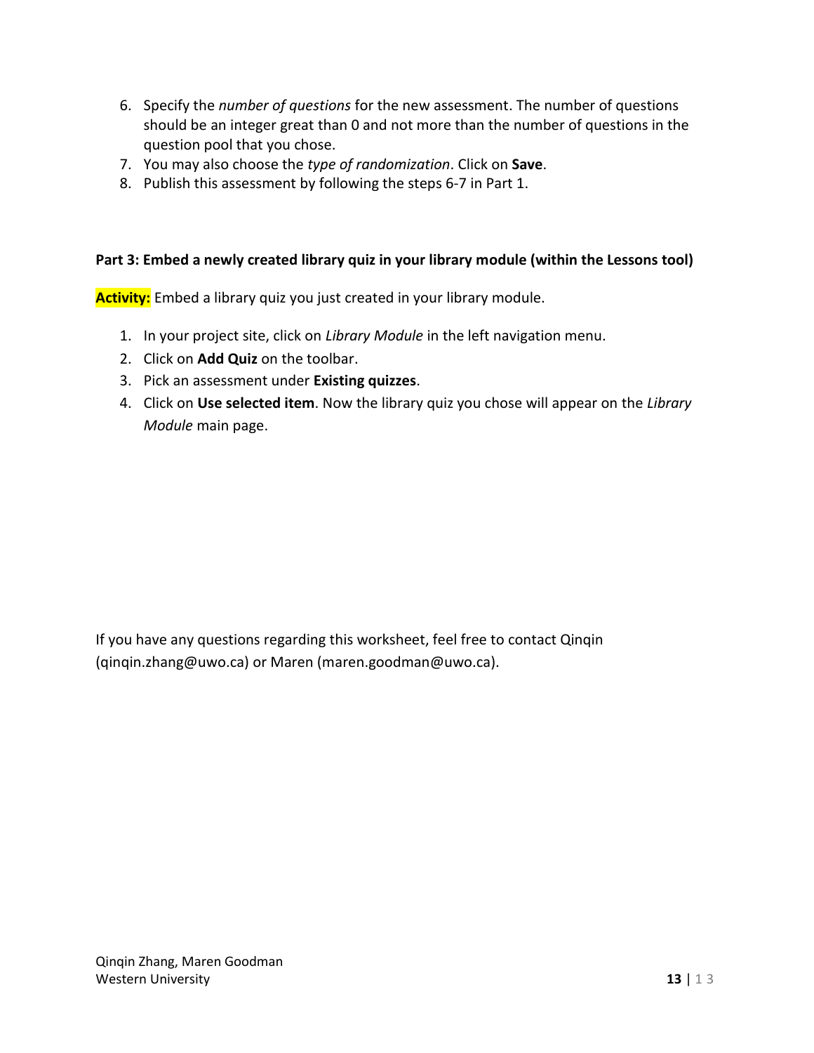6. Specify the *number of questions* for the new assessment. The number of questions should be an integer great than 0 and not more than the number of questions in the question pool that you chose.
7. You may also choose the *type of randomization*. Click on **Save**.
8. Publish this assessment by following the steps 6-7 in Part 1.

**Part 3: Embed a newly created library quiz in your library module (within the Lessons tool)**

**Activity:** Embed a library quiz you just created in your library module.

1. In your project site, click on *Library Module* in the left navigation menu.
2. Click on **Add Quiz** on the toolbar.
3. Pick an assessment under **Existing quizzes**.
4. Click on **Use selected item**. Now the library quiz you chose will appear on the *Library Module* main page.

If you have any questions regarding this worksheet, feel free to contact Qinqin (qinqin.zhang@uwo.ca) or Maren (maren.goodman@uwo.ca).